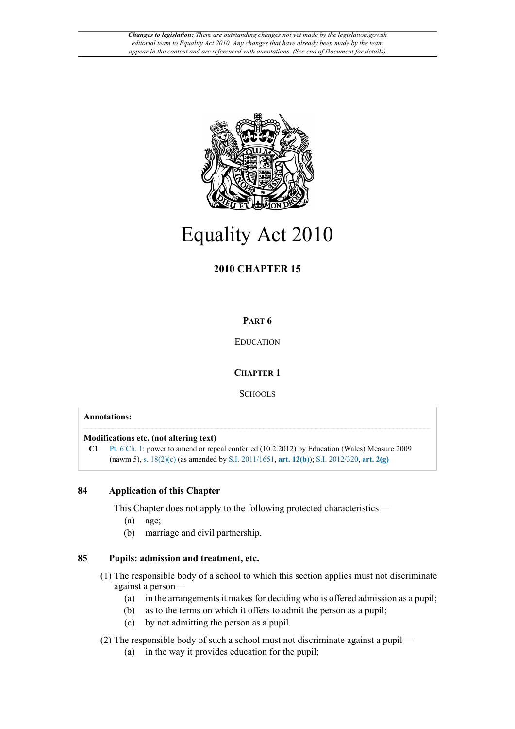*Changes to legislation: There are outstanding changes not yet made by the legislation.gov.uk editorial team to Equality Act 2010. Any changes that have already been made by the team appear in the content and are referenced with annotations. (See end of Document for details)*

# Equality Act 2010

## 2010 CHAPTER 15

## PART 6

## EDUCATION

### CHAPTER 1

### SCHOOLS

**Annotations:**

**Modifications etc. (not altering text)**

**C1** Pt. 6 Ch. 1: power to amend or repeal conferred (10.2.2012) by Education (Wales) Measure 2009 (nawm 5), s. 18(2)(c) (as amended by S.I. 2011/1651, **art. 12(b)**); S.I. 2012/320, **art. 2(g)**

**84 Application of this Chapter**

This Chapter does not apply to the following protected characteristics—

(a) age;

(b) marriage and civil partnership.

**85 Pupils: admission and treatment, etc.**

(1) The responsible body of a school to which this section applies must not discriminate against a person—

(a) in the arrangements it makes for deciding who is offered admission as a pupil;

(b) as to the terms on which it offers to admit the person as a pupil;

(c) by not admitting the person as a pupil.

(2) The responsible body of such a school must not discriminate against a pupil—

(a) in the way it provides education for the pupil;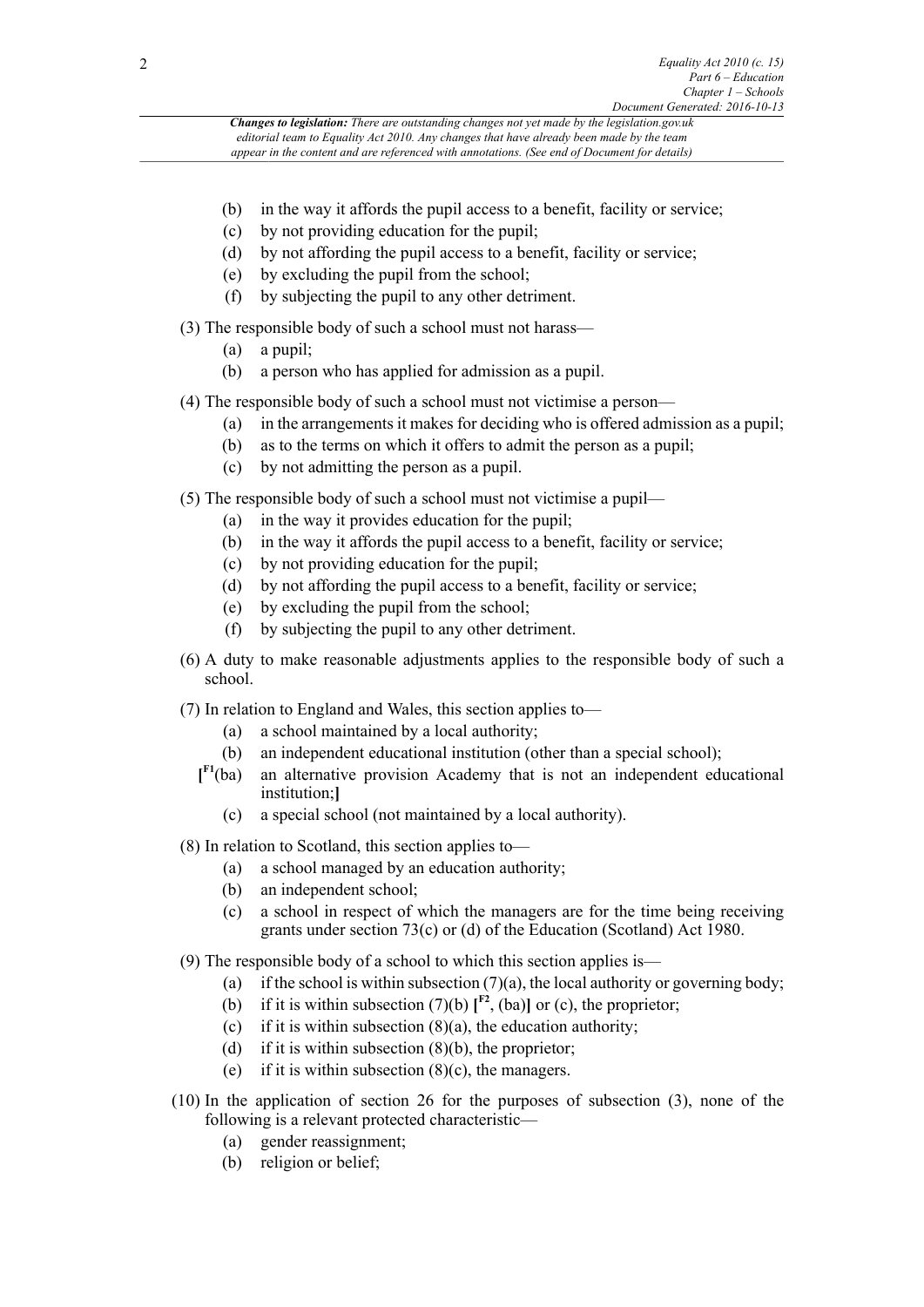(b) in the way it affords the pupil access to a benefit, facility or service;

(c) by not providing education for the pupil;

(d) by not affording the pupil access to a benefit, facility or service;

(e) by excluding the pupil from the school;

(f) by subjecting the pupil to any other detriment.

(3) The responsible body of such a school must not harass—

(a) a pupil;

(b) a person who has applied for admission as a pupil.

(4) The responsible body of such a school must not victimise a person—

(a) in the arrangements it makes for deciding who is offered admission as a pupil;

(b) as to the terms on which it offers to admit the person as a pupil;

(c) by not admitting the person as a pupil.

(5) The responsible body of such a school must not victimise a pupil—

(a) in the way it provides education for the pupil;

(b) in the way it affords the pupil access to a benefit, facility or service;

(c) by not providing education for the pupil;

(d) by not affording the pupil access to a benefit, facility or service;

(e) by excluding the pupil from the school;

(f) by subjecting the pupil to any other detriment.

(6) A duty to make reasonable adjustments applies to the responsible body of such a school.

(7) In relation to England and Wales, this section applies to—

(a) a school maintained by a local authority;

(b) an independent educational institution (other than a special school);

[F1(ba) an alternative provision Academy that is not an independent educational institution;]

(c) a special school (not maintained by a local authority).

(8) In relation to Scotland, this section applies to—

(a) a school managed by an education authority;

(b) an independent school;

(c) a school in respect of which the managers are for the time being receiving grants under section 73(c) or (d) of the Education (Scotland) Act 1980.

(9) The responsible body of a school to which this section applies is—

(a) if the school is within subsection (7)(a), the local authority or governing body;

(b) if it is within subsection (7)(b) [F2, (ba)] or (c), the proprietor;

(c) if it is within subsection (8)(a), the education authority;

(d) if it is within subsection (8)(b), the proprietor;

(e) if it is within subsection (8)(c), the managers.

(10) In the application of section 26 for the purposes of subsection (3), none of the following is a relevant protected characteristic—

(a) gender reassignment;

(b) religion or belief;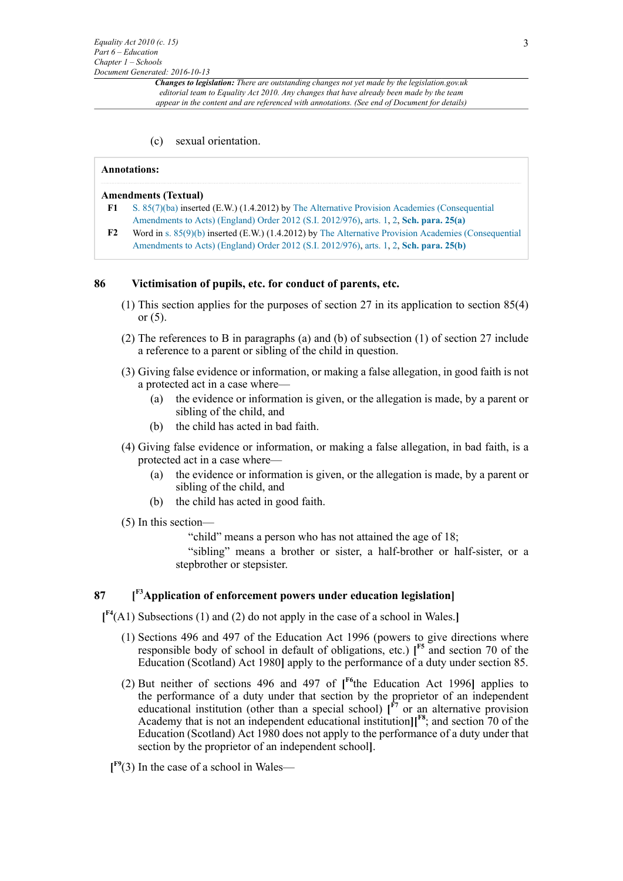(c) sexual orientation.

**Annotations:**

**Amendments (Textual)**

**F1** S. 85(7)(ba) inserted (E.W.) (1.4.2012) by The Alternative Provision Academies (Consequential Amendments to Acts) (England) Order 2012 (S.I. 2012/976), arts. 1, 2, **Sch. para. 25(a)**

**F2** Word in s. 85(9)(b) inserted (E.W.) (1.4.2012) by The Alternative Provision Academies (Consequential Amendments to Acts) (England) Order 2012 (S.I. 2012/976), arts. 1, 2, **Sch. para. 25(b)**

## 86 Victimisation of pupils, etc. for conduct of parents, etc.

(1) This section applies for the purposes of section 27 in its application to section 85(4) or (5).

(2) The references to B in paragraphs (a) and (b) of subsection (1) of section 27 include a reference to a parent or sibling of the child in question.

(3) Giving false evidence or information, or making a false allegation, in good faith is not a protected act in a case where—

- (a) the evidence or information is given, or the allegation is made, by a parent or sibling of the child, and
- (b) the child has acted in bad faith.

(4) Giving false evidence or information, or making a false allegation, in bad faith, is a protected act in a case where—

- (a) the evidence or information is given, or the allegation is made, by a parent or sibling of the child, and
- (b) the child has acted in good faith.

(5) In this section—

"child" means a person who has not attained the age of 18;

"sibling" means a brother or sister, a half-brother or half-sister, or a stepbrother or stepsister.

## 87 [F3 Application of enforcement powers under education legislation]

[F4 (A1) Subsections (1) and (2) do not apply in the case of a school in Wales.]

(1) Sections 496 and 497 of the Education Act 1996 (powers to give directions where responsible body of school in default of obligations, etc.) [F5 and section 70 of the Education (Scotland) Act 1980] apply to the performance of a duty under section 85.

(2) But neither of sections 496 and 497 of [F6 the Education Act 1996] applies to the performance of a duty under that section by the proprietor of an independent educational institution (other than a special school) [F7 or an alternative provision Academy that is not an independent educational institution][F8; and section 70 of the Education (Scotland) Act 1980 does not apply to the performance of a duty under that section by the proprietor of an independent school].

[F9 (3) In the case of a school in Wales—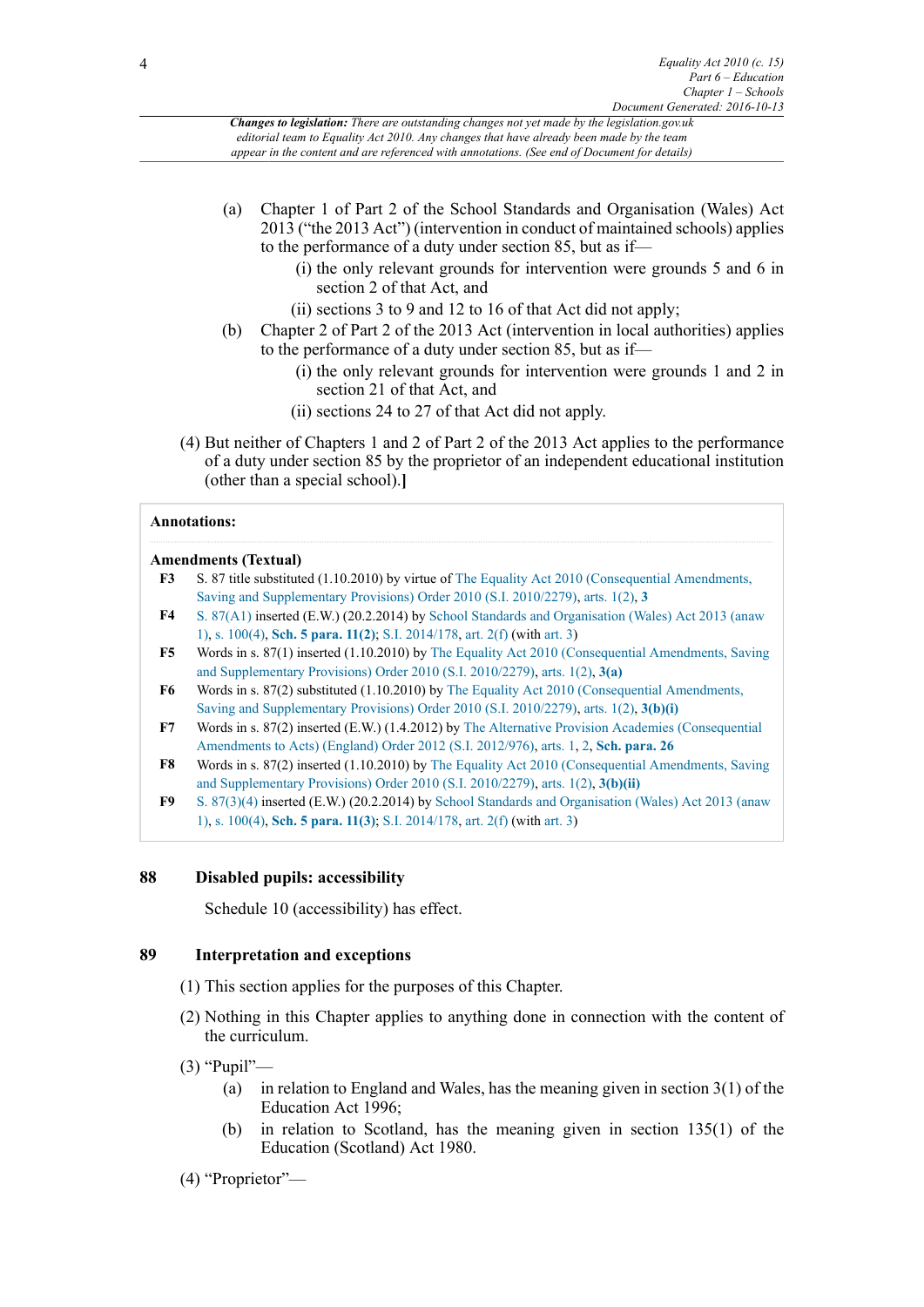*Changes to legislation: There are outstanding changes not yet made by the legislation.gov.uk editorial team to Equality Act 2010. Any changes that have already been made by the team appear in the content and are referenced with annotations. (See end of Document for details)*

(a) Chapter 1 of Part 2 of the School Standards and Organisation (Wales) Act 2013 ("the 2013 Act") (intervention in conduct of maintained schools) applies to the performance of a duty under section 85, but as if—

(i) the only relevant grounds for intervention were grounds 5 and 6 in section 2 of that Act, and

(ii) sections 3 to 9 and 12 to 16 of that Act did not apply;

(b) Chapter 2 of Part 2 of the 2013 Act (intervention in local authorities) applies to the performance of a duty under section 85, but as if—

(i) the only relevant grounds for intervention were grounds 1 and 2 in section 21 of that Act, and

(ii) sections 24 to 27 of that Act did not apply.

(4) But neither of Chapters 1 and 2 of Part 2 of the 2013 Act applies to the performance of a duty under section 85 by the proprietor of an independent educational institution (other than a special school).]

**Annotations:**

**Amendments (Textual)**

**F3** S. 87 title substituted (1.10.2010) by virtue of The Equality Act 2010 (Consequential Amendments, Saving and Supplementary Provisions) Order 2010 (S.I. 2010/2279), arts. 1(2), **3**

**F4** S. 87(A1) inserted (E.W.) (20.2.2014) by School Standards and Organisation (Wales) Act 2013 (anaw 1), s. 100(4), **Sch. 5 para. 11(2)**; S.I. 2014/178, art. 2(f) (with art. 3)

**F5** Words in s. 87(1) inserted (1.10.2010) by The Equality Act 2010 (Consequential Amendments, Saving and Supplementary Provisions) Order 2010 (S.I. 2010/2279), arts. 1(2), **3(a)**

**F6** Words in s. 87(2) substituted (1.10.2010) by The Equality Act 2010 (Consequential Amendments, Saving and Supplementary Provisions) Order 2010 (S.I. 2010/2279), arts. 1(2), **3(b)(i)**

**F7** Words in s. 87(2) inserted (E.W.) (1.4.2012) by The Alternative Provision Academies (Consequential Amendments to Acts) (England) Order 2012 (S.I. 2012/976), arts. 1, 2, **Sch. para. 26**

**F8** Words in s. 87(2) inserted (1.10.2010) by The Equality Act 2010 (Consequential Amendments, Saving and Supplementary Provisions) Order 2010 (S.I. 2010/2279), arts. 1(2), **3(b)(ii)**

**F9** S. 87(3)(4) inserted (E.W.) (20.2.2014) by School Standards and Organisation (Wales) Act 2013 (anaw 1), s. 100(4), **Sch. 5 para. 11(3)**; S.I. 2014/178, art. 2(f) (with art. 3)

## 88 Disabled pupils: accessibility

Schedule 10 (accessibility) has effect.

## 89 Interpretation and exceptions

(1) This section applies for the purposes of this Chapter.

(2) Nothing in this Chapter applies to anything done in connection with the content of the curriculum.

(3) "Pupil"—

(a) in relation to England and Wales, has the meaning given in section 3(1) of the Education Act 1996;

(b) in relation to Scotland, has the meaning given in section 135(1) of the Education (Scotland) Act 1980.

(4) "Proprietor"—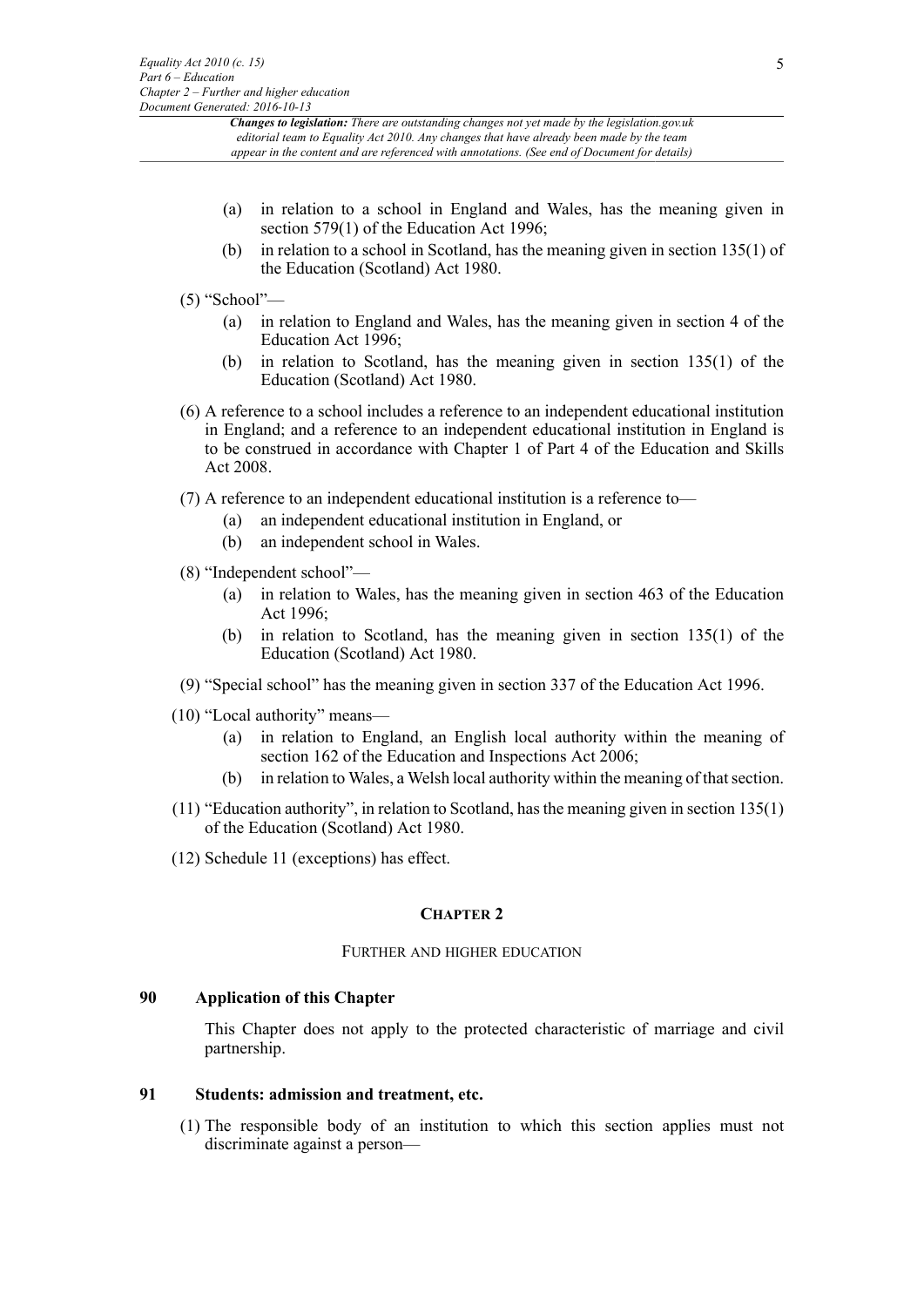- (a) in relation to a school in England and Wales, has the meaning given in section 579(1) of the Education Act 1996;
- (b) in relation to a school in Scotland, has the meaning given in section 135(1) of the Education (Scotland) Act 1980.

(5) "School"—

- (a) in relation to England and Wales, has the meaning given in section 4 of the Education Act 1996;
- (b) in relation to Scotland, has the meaning given in section 135(1) of the Education (Scotland) Act 1980.

(6) A reference to a school includes a reference to an independent educational institution in England; and a reference to an independent educational institution in England is to be construed in accordance with Chapter 1 of Part 4 of the Education and Skills Act 2008.

(7) A reference to an independent educational institution is a reference to—

- (a) an independent educational institution in England, or
- (b) an independent school in Wales.

(8) "Independent school"—

- (a) in relation to Wales, has the meaning given in section 463 of the Education Act 1996;
- (b) in relation to Scotland, has the meaning given in section 135(1) of the Education (Scotland) Act 1980.

(9) "Special school" has the meaning given in section 337 of the Education Act 1996.

(10) "Local authority" means—

- (a) in relation to England, an English local authority within the meaning of section 162 of the Education and Inspections Act 2006;
- (b) in relation to Wales, a Welsh local authority within the meaning of that section.

(11) "Education authority", in relation to Scotland, has the meaning given in section 135(1) of the Education (Scotland) Act 1980.

(12) Schedule 11 (exceptions) has effect.

## CHAPTER 2

### FURTHER AND HIGHER EDUCATION

### 90 Application of this Chapter

This Chapter does not apply to the protected characteristic of marriage and civil partnership.

### 91 Students: admission and treatment, etc.

(1) The responsible body of an institution to which this section applies must not discriminate against a person—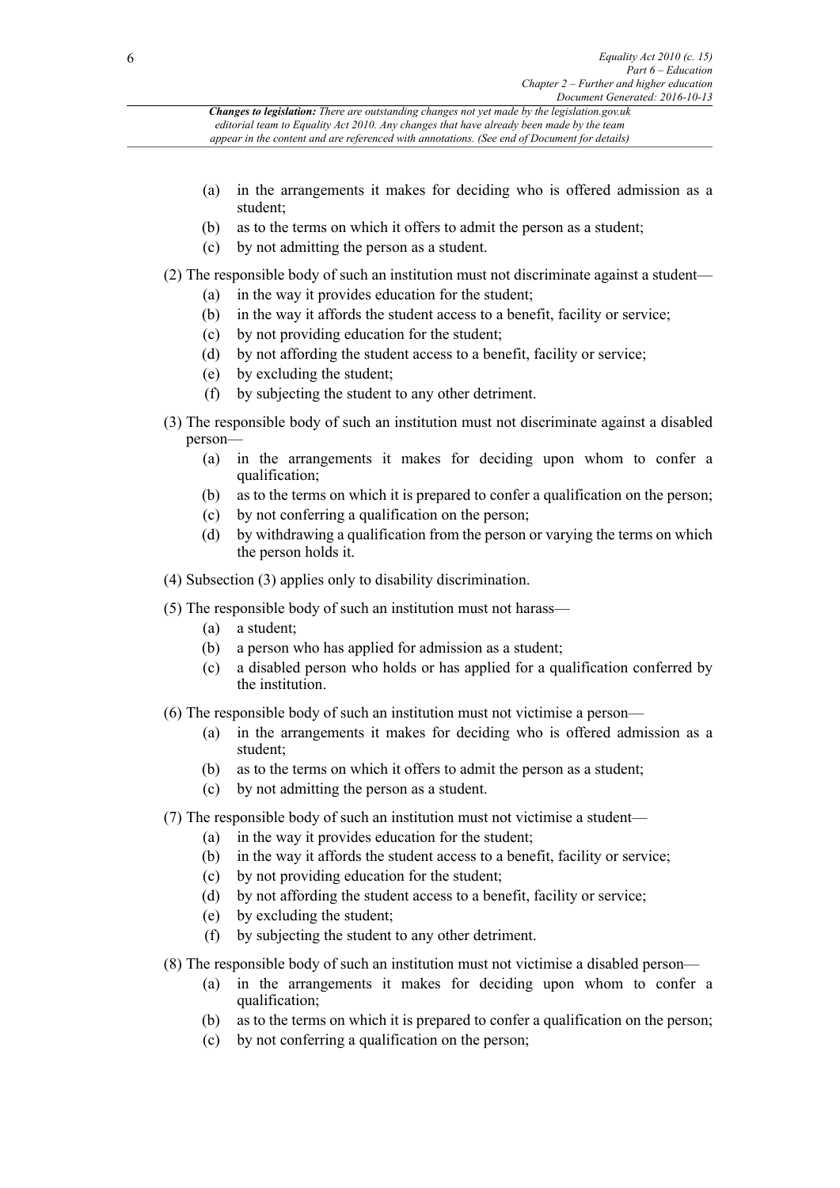(a) in the arrangements it makes for deciding who is offered admission as a student;

(b) as to the terms on which it offers to admit the person as a student;

(c) by not admitting the person as a student.

(2) The responsible body of such an institution must not discriminate against a student—

(a) in the way it provides education for the student;

(b) in the way it affords the student access to a benefit, facility or service;

(c) by not providing education for the student;

(d) by not affording the student access to a benefit, facility or service;

(e) by excluding the student;

(f) by subjecting the student to any other detriment.

(3) The responsible body of such an institution must not discriminate against a disabled person—

(a) in the arrangements it makes for deciding upon whom to confer a qualification;

(b) as to the terms on which it is prepared to confer a qualification on the person;

(c) by not conferring a qualification on the person;

(d) by withdrawing a qualification from the person or varying the terms on which the person holds it.

(4) Subsection (3) applies only to disability discrimination.

(5) The responsible body of such an institution must not harass—

(a) a student;

(b) a person who has applied for admission as a student;

(c) a disabled person who holds or has applied for a qualification conferred by the institution.

(6) The responsible body of such an institution must not victimise a person—

(a) in the arrangements it makes for deciding who is offered admission as a student;

(b) as to the terms on which it offers to admit the person as a student;

(c) by not admitting the person as a student.

(7) The responsible body of such an institution must not victimise a student—

(a) in the way it provides education for the student;

(b) in the way it affords the student access to a benefit, facility or service;

(c) by not providing education for the student;

(d) by not affording the student access to a benefit, facility or service;

(e) by excluding the student;

(f) by subjecting the student to any other detriment.

(8) The responsible body of such an institution must not victimise a disabled person—

(a) in the arrangements it makes for deciding upon whom to confer a qualification;

(b) as to the terms on which it is prepared to confer a qualification on the person;

(c) by not conferring a qualification on the person;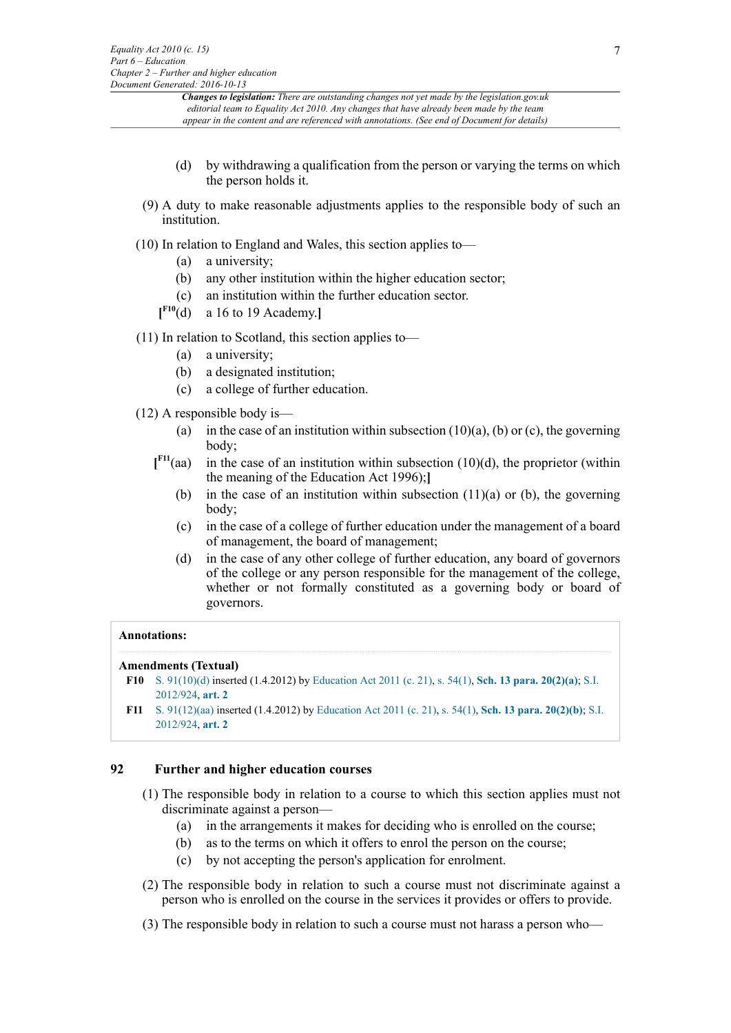(d) by withdrawing a qualification from the person or varying the terms on which the person holds it.

(9) A duty to make reasonable adjustments applies to the responsible body of such an institution.

(10) In relation to England and Wales, this section applies to—

(a) a university;

(b) any other institution within the higher education sector;

(c) an institution within the further education sector.

[F10(d) a 16 to 19 Academy.]

(11) In relation to Scotland, this section applies to—

(a) a university;

(b) a designated institution;

(c) a college of further education.

(12) A responsible body is—

(a) in the case of an institution within subsection (10)(a), (b) or (c), the governing body;

[F11(aa) in the case of an institution within subsection (10)(d), the proprietor (within the meaning of the Education Act 1996);]

(b) in the case of an institution within subsection (11)(a) or (b), the governing body;

(c) in the case of a college of further education under the management of a board of management, the board of management;

(d) in the case of any other college of further education, any board of governors of the college or any person responsible for the management of the college, whether or not formally constituted as a governing body or board of governors.

**Annotations:**

**Amendments (Textual)**

**F10** S. 91(10)(d) inserted (1.4.2012) by Education Act 2011 (c. 21), s. 54(1), **Sch. 13 para. 20(2)(a)**; S.I. 2012/924, **art. 2**

**F11** S. 91(12)(aa) inserted (1.4.2012) by Education Act 2011 (c. 21), s. 54(1), **Sch. 13 para. 20(2)(b)**; S.I. 2012/924, **art. 2**

## 92 Further and higher education courses

(1) The responsible body in relation to a course to which this section applies must not discriminate against a person—

(a) in the arrangements it makes for deciding who is enrolled on the course;

(b) as to the terms on which it offers to enrol the person on the course;

(c) by not accepting the person's application for enrolment.

(2) The responsible body in relation to such a course must not discriminate against a person who is enrolled on the course in the services it provides or offers to provide.

(3) The responsible body in relation to such a course must not harass a person who—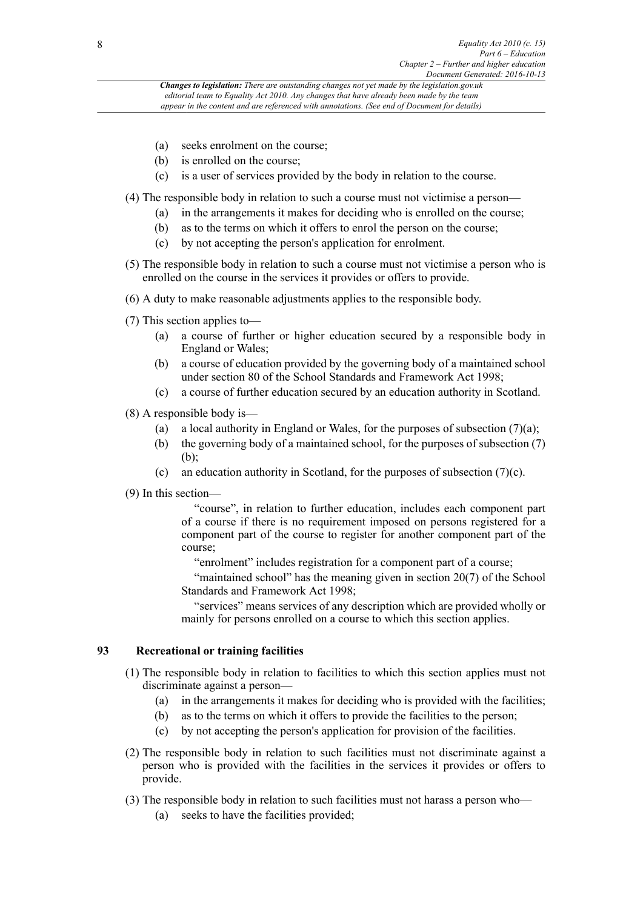- (a) seeks enrolment on the course;
- (b) is enrolled on the course;
- (c) is a user of services provided by the body in relation to the course.

(4) The responsible body in relation to such a course must not victimise a person—

- (a) in the arrangements it makes for deciding who is enrolled on the course;
- (b) as to the terms on which it offers to enrol the person on the course;
- (c) by not accepting the person's application for enrolment.

(5) The responsible body in relation to such a course must not victimise a person who is enrolled on the course in the services it provides or offers to provide.

(6) A duty to make reasonable adjustments applies to the responsible body.

(7) This section applies to—

- (a) a course of further or higher education secured by a responsible body in England or Wales;
- (b) a course of education provided by the governing body of a maintained school under section 80 of the School Standards and Framework Act 1998;
- (c) a course of further education secured by an education authority in Scotland.

(8) A responsible body is—

- (a) a local authority in England or Wales, for the purposes of subsection (7)(a);
- (b) the governing body of a maintained school, for the purposes of subsection (7)(b);
- (c) an education authority in Scotland, for the purposes of subsection (7)(c).

(9) In this section—

"course", in relation to further education, includes each component part of a course if there is no requirement imposed on persons registered for a component part of the course to register for another component part of the course;

"enrolment" includes registration for a component part of a course;

"maintained school" has the meaning given in section 20(7) of the School Standards and Framework Act 1998;

"services" means services of any description which are provided wholly or mainly for persons enrolled on a course to which this section applies.

## 93 Recreational or training facilities

(1) The responsible body in relation to facilities to which this section applies must not discriminate against a person—

- (a) in the arrangements it makes for deciding who is provided with the facilities;
- (b) as to the terms on which it offers to provide the facilities to the person;
- (c) by not accepting the person's application for provision of the facilities.

(2) The responsible body in relation to such facilities must not discriminate against a person who is provided with the facilities in the services it provides or offers to provide.

(3) The responsible body in relation to such facilities must not harass a person who—

- (a) seeks to have the facilities provided;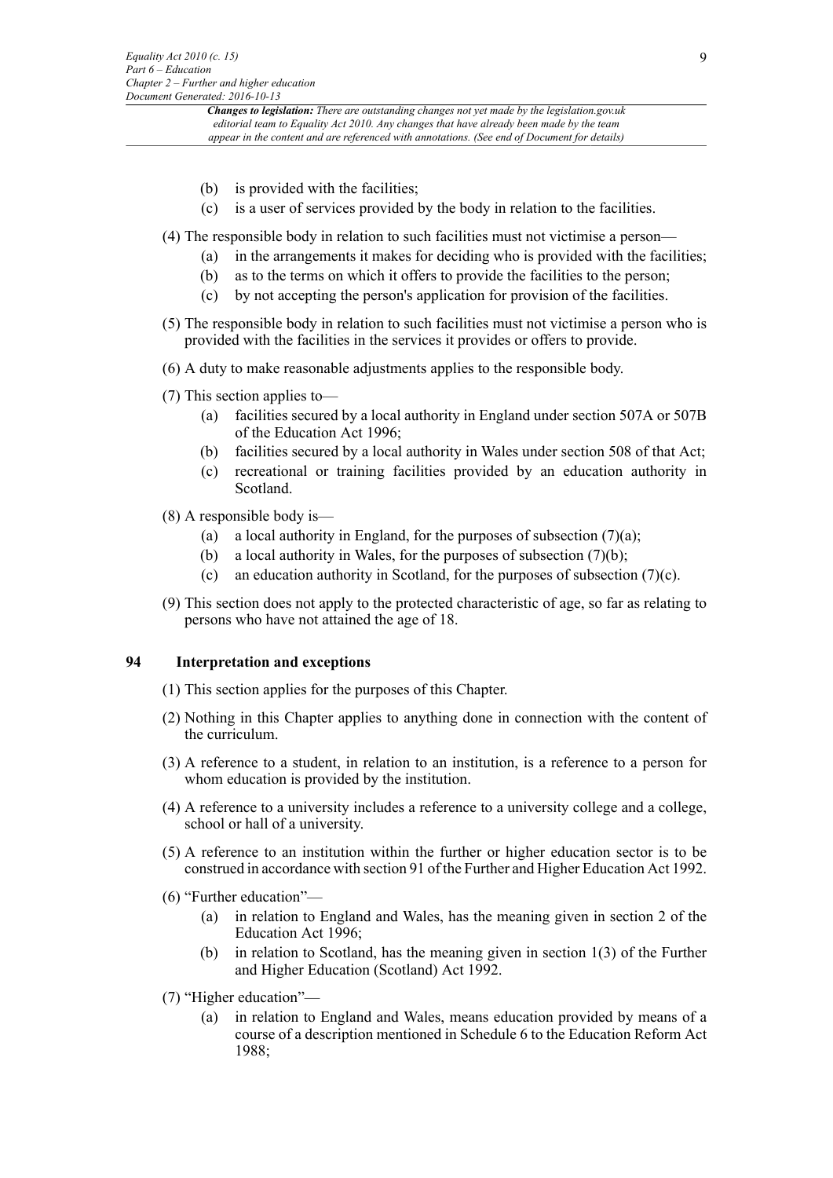(b) is provided with the facilities;

(c) is a user of services provided by the body in relation to the facilities.

(4) The responsible body in relation to such facilities must not victimise a person—

(a) in the arrangements it makes for deciding who is provided with the facilities;

(b) as to the terms on which it offers to provide the facilities to the person;

(c) by not accepting the person's application for provision of the facilities.

(5) The responsible body in relation to such facilities must not victimise a person who is provided with the facilities in the services it provides or offers to provide.

(6) A duty to make reasonable adjustments applies to the responsible body.

(7) This section applies to—

(a) facilities secured by a local authority in England under section 507A or 507B of the Education Act 1996;

(b) facilities secured by a local authority in Wales under section 508 of that Act;

(c) recreational or training facilities provided by an education authority in Scotland.

(8) A responsible body is—

(a) a local authority in England, for the purposes of subsection (7)(a);

(b) a local authority in Wales, for the purposes of subsection (7)(b);

(c) an education authority in Scotland, for the purposes of subsection (7)(c).

(9) This section does not apply to the protected characteristic of age, so far as relating to persons who have not attained the age of 18.

## 94 Interpretation and exceptions

(1) This section applies for the purposes of this Chapter.

(2) Nothing in this Chapter applies to anything done in connection with the content of the curriculum.

(3) A reference to a student, in relation to an institution, is a reference to a person for whom education is provided by the institution.

(4) A reference to a university includes a reference to a university college and a college, school or hall of a university.

(5) A reference to an institution within the further or higher education sector is to be construed in accordance with section 91 of the Further and Higher Education Act 1992.

(6) "Further education"—

(a) in relation to England and Wales, has the meaning given in section 2 of the Education Act 1996;

(b) in relation to Scotland, has the meaning given in section 1(3) of the Further and Higher Education (Scotland) Act 1992.

(7) "Higher education"—

(a) in relation to England and Wales, means education provided by means of a course of a description mentioned in Schedule 6 to the Education Reform Act 1988;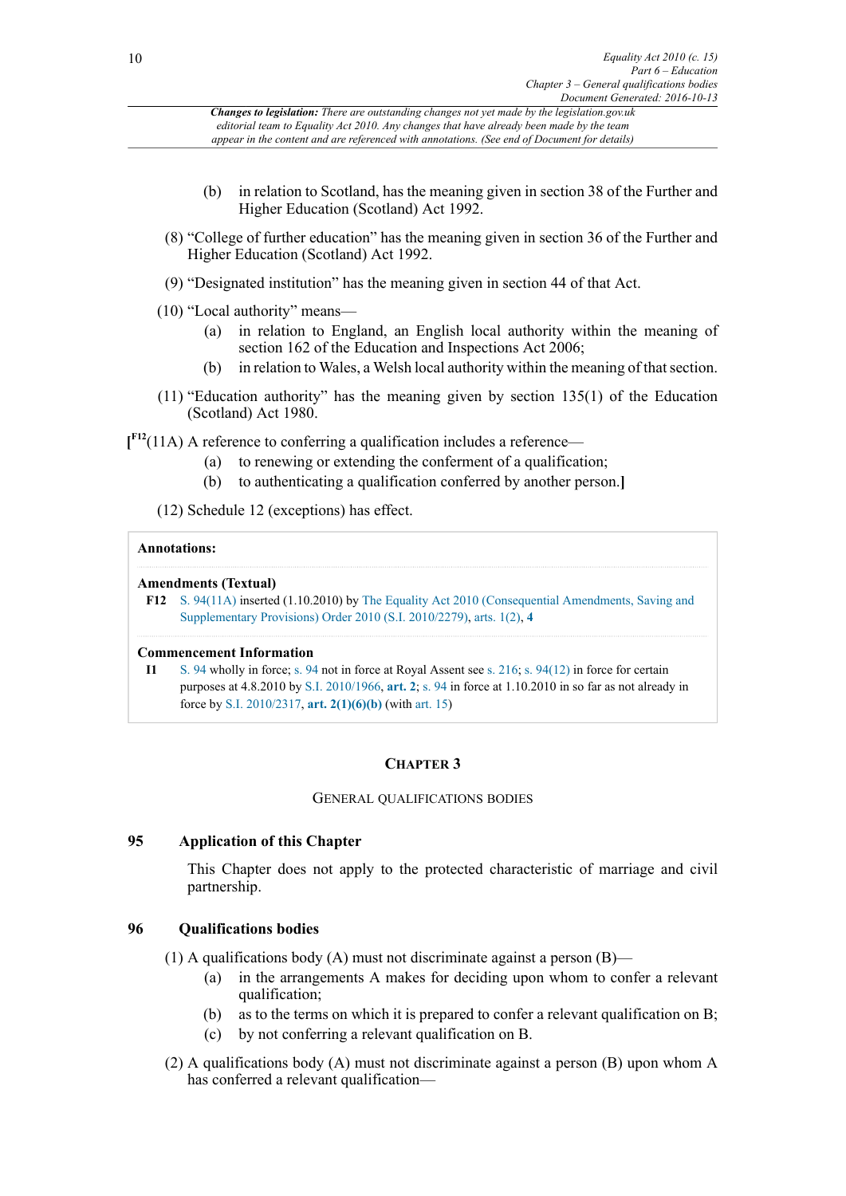(b) in relation to Scotland, has the meaning given in section 38 of the Further and Higher Education (Scotland) Act 1992.

(8) "College of further education" has the meaning given in section 36 of the Further and Higher Education (Scotland) Act 1992.

(9) "Designated institution" has the meaning given in section 44 of that Act.

(10) "Local authority" means—

(a) in relation to England, an English local authority within the meaning of section 162 of the Education and Inspections Act 2006;

(b) in relation to Wales, a Welsh local authority within the meaning of that section.

(11) "Education authority" has the meaning given by section 135(1) of the Education (Scotland) Act 1980.

[F12(11A) A reference to conferring a qualification includes a reference—

(a) to renewing or extending the conferment of a qualification;

(b) to authenticating a qualification conferred by another person.]

(12) Schedule 12 (exceptions) has effect.

**Annotations:**

**Amendments (Textual)**

**F12** S. 94(11A) inserted (1.10.2010) by The Equality Act 2010 (Consequential Amendments, Saving and Supplementary Provisions) Order 2010 (S.I. 2010/2279), arts. 1(2), **4**

**Commencement Information**

**I1** S. 94 wholly in force; s. 94 not in force at Royal Assent see s. 216; s. 94(12) in force for certain purposes at 4.8.2010 by S.I. 2010/1966, **art. 2**; s. 94 in force at 1.10.2010 in so far as not already in force by S.I. 2010/2317, **art. 2(1)(6)(b)** (with art. 15)

## CHAPTER 3

### GENERAL QUALIFICATIONS BODIES

### 95 Application of this Chapter

This Chapter does not apply to the protected characteristic of marriage and civil partnership.

### 96 Qualifications bodies

(1) A qualifications body (A) must not discriminate against a person (B)—

(a) in the arrangements A makes for deciding upon whom to confer a relevant qualification;

(b) as to the terms on which it is prepared to confer a relevant qualification on B;

(c) by not conferring a relevant qualification on B.

(2) A qualifications body (A) must not discriminate against a person (B) upon whom A has conferred a relevant qualification—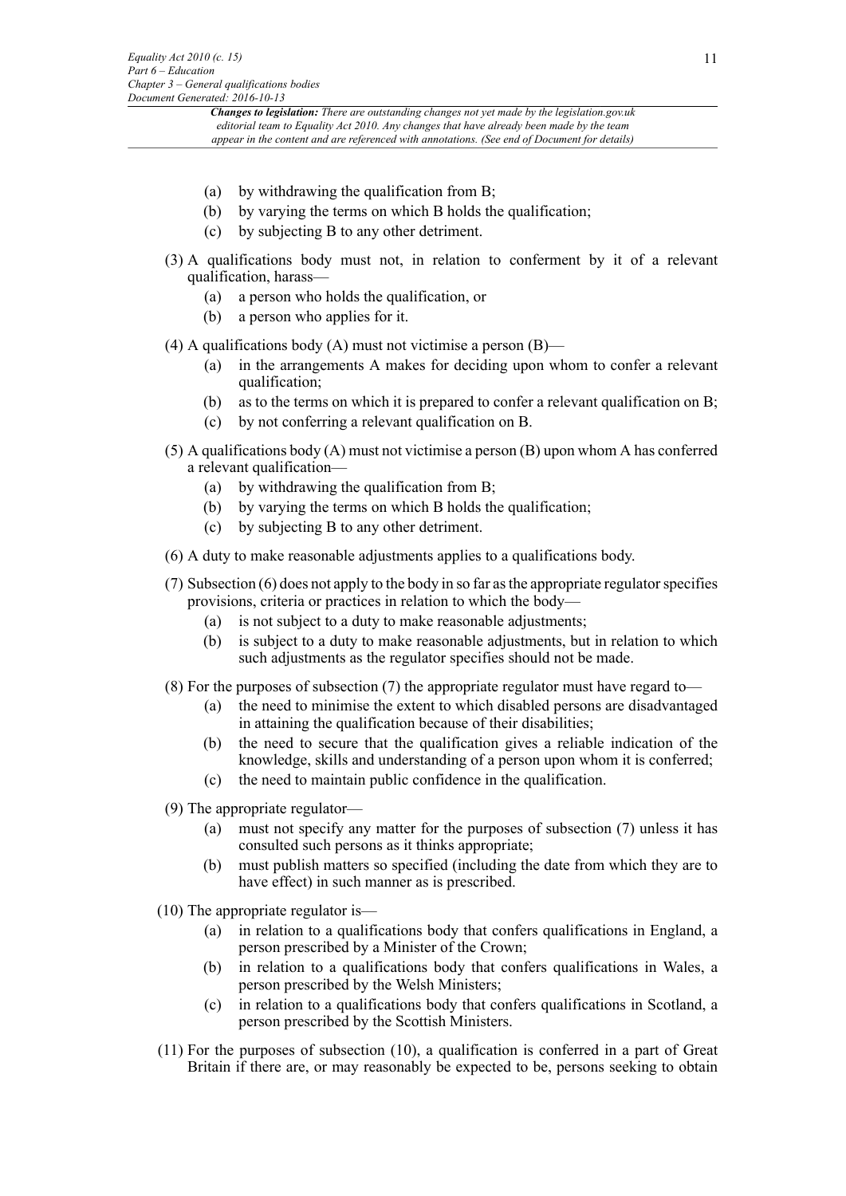(a) by withdrawing the qualification from B;

(b) by varying the terms on which B holds the qualification;

(c) by subjecting B to any other detriment.

(3) A qualifications body must not, in relation to conferment by it of a relevant qualification, harass—

(a) a person who holds the qualification, or

(b) a person who applies for it.

(4) A qualifications body (A) must not victimise a person (B)—

(a) in the arrangements A makes for deciding upon whom to confer a relevant qualification;

(b) as to the terms on which it is prepared to confer a relevant qualification on B;

(c) by not conferring a relevant qualification on B.

(5) A qualifications body (A) must not victimise a person (B) upon whom A has conferred a relevant qualification—

(a) by withdrawing the qualification from B;

(b) by varying the terms on which B holds the qualification;

(c) by subjecting B to any other detriment.

(6) A duty to make reasonable adjustments applies to a qualifications body.

(7) Subsection (6) does not apply to the body in so far as the appropriate regulator specifies provisions, criteria or practices in relation to which the body—

(a) is not subject to a duty to make reasonable adjustments;

(b) is subject to a duty to make reasonable adjustments, but in relation to which such adjustments as the regulator specifies should not be made.

(8) For the purposes of subsection (7) the appropriate regulator must have regard to—

(a) the need to minimise the extent to which disabled persons are disadvantaged in attaining the qualification because of their disabilities;

(b) the need to secure that the qualification gives a reliable indication of the knowledge, skills and understanding of a person upon whom it is conferred;

(c) the need to maintain public confidence in the qualification.

(9) The appropriate regulator—

(a) must not specify any matter for the purposes of subsection (7) unless it has consulted such persons as it thinks appropriate;

(b) must publish matters so specified (including the date from which they are to have effect) in such manner as is prescribed.

(10) The appropriate regulator is—

(a) in relation to a qualifications body that confers qualifications in England, a person prescribed by a Minister of the Crown;

(b) in relation to a qualifications body that confers qualifications in Wales, a person prescribed by the Welsh Ministers;

(c) in relation to a qualifications body that confers qualifications in Scotland, a person prescribed by the Scottish Ministers.

(11) For the purposes of subsection (10), a qualification is conferred in a part of Great Britain if there are, or may reasonably be expected to be, persons seeking to obtain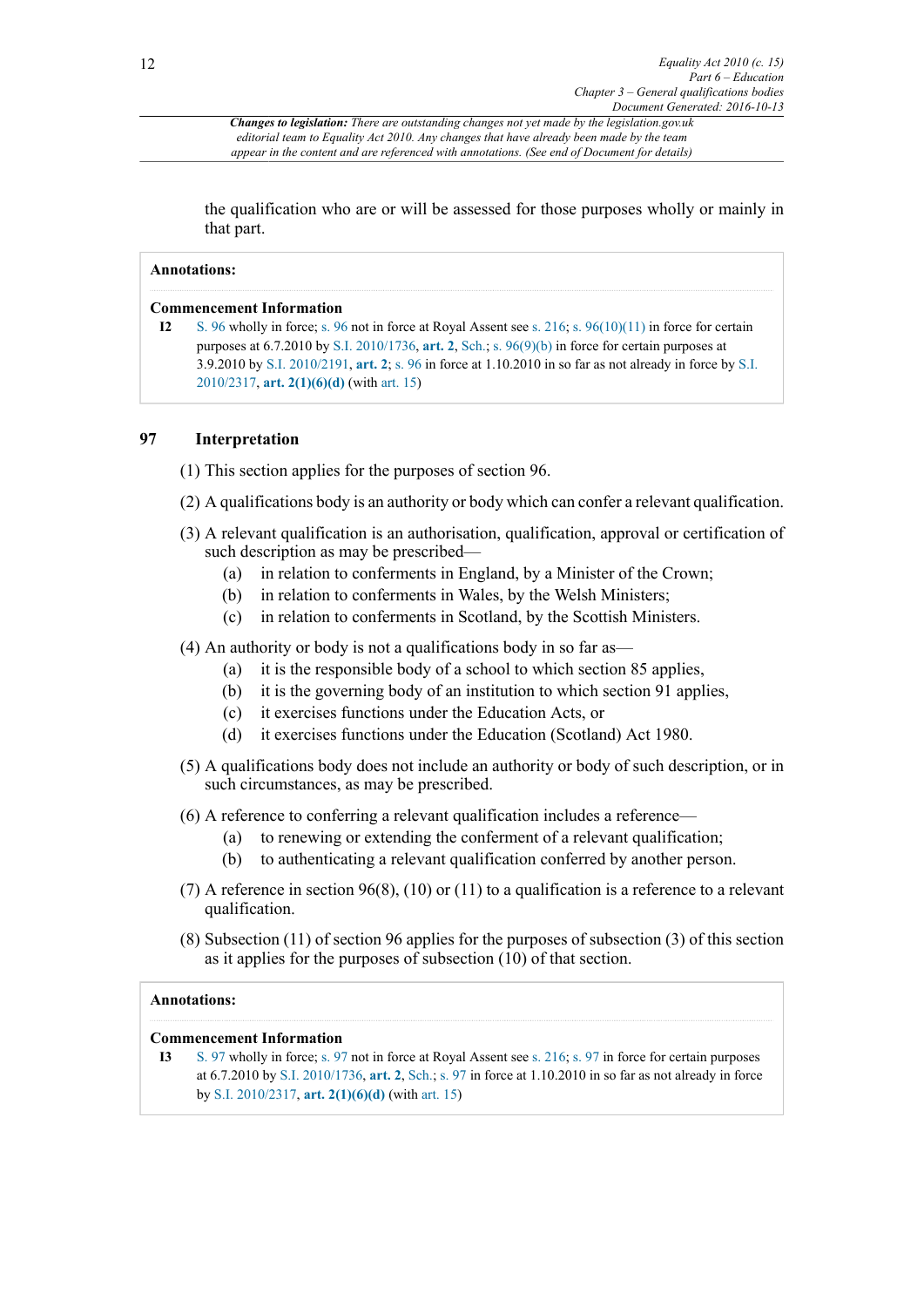*Changes to legislation: There are outstanding changes not yet made by the legislation.gov.uk editorial team to Equality Act 2010. Any changes that have already been made by the team appear in the content and are referenced with annotations. (See end of Document for details)*

the qualification who are or will be assessed for those purposes wholly or mainly in that part.

**Annotations:**

**Commencement Information**

**I2** S. 96 wholly in force; s. 96 not in force at Royal Assent see s. 216; s. 96(10)(11) in force for certain purposes at 6.7.2010 by S.I. 2010/1736, **art. 2**, Sch.; s. 96(9)(b) in force for certain purposes at 3.9.2010 by S.I. 2010/2191, **art. 2**; s. 96 in force at 1.10.2010 in so far as not already in force by S.I. 2010/2317, **art. 2(1)(6)(d)** (with art. 15)

## 97 Interpretation

(1) This section applies for the purposes of section 96.

(2) A qualifications body is an authority or body which can confer a relevant qualification.

(3) A relevant qualification is an authorisation, qualification, approval or certification of such description as may be prescribed—

- (a) in relation to conferments in England, by a Minister of the Crown;
- (b) in relation to conferments in Wales, by the Welsh Ministers;
- (c) in relation to conferments in Scotland, by the Scottish Ministers.

(4) An authority or body is not a qualifications body in so far as—

- (a) it is the responsible body of a school to which section 85 applies,
- (b) it is the governing body of an institution to which section 91 applies,
- (c) it exercises functions under the Education Acts, or
- (d) it exercises functions under the Education (Scotland) Act 1980.

(5) A qualifications body does not include an authority or body of such description, or in such circumstances, as may be prescribed.

(6) A reference to conferring a relevant qualification includes a reference—

- (a) to renewing or extending the conferment of a relevant qualification;
- (b) to authenticating a relevant qualification conferred by another person.

(7) A reference in section 96(8), (10) or (11) to a qualification is a reference to a relevant qualification.

(8) Subsection (11) of section 96 applies for the purposes of subsection (3) of this section as it applies for the purposes of subsection (10) of that section.

**Annotations:**

**Commencement Information**

**I3** S. 97 wholly in force; s. 97 not in force at Royal Assent see s. 216; s. 97 in force for certain purposes at 6.7.2010 by S.I. 2010/1736, **art. 2**, Sch.; s. 97 in force at 1.10.2010 in so far as not already in force by S.I. 2010/2317, **art. 2(1)(6)(d)** (with art. 15)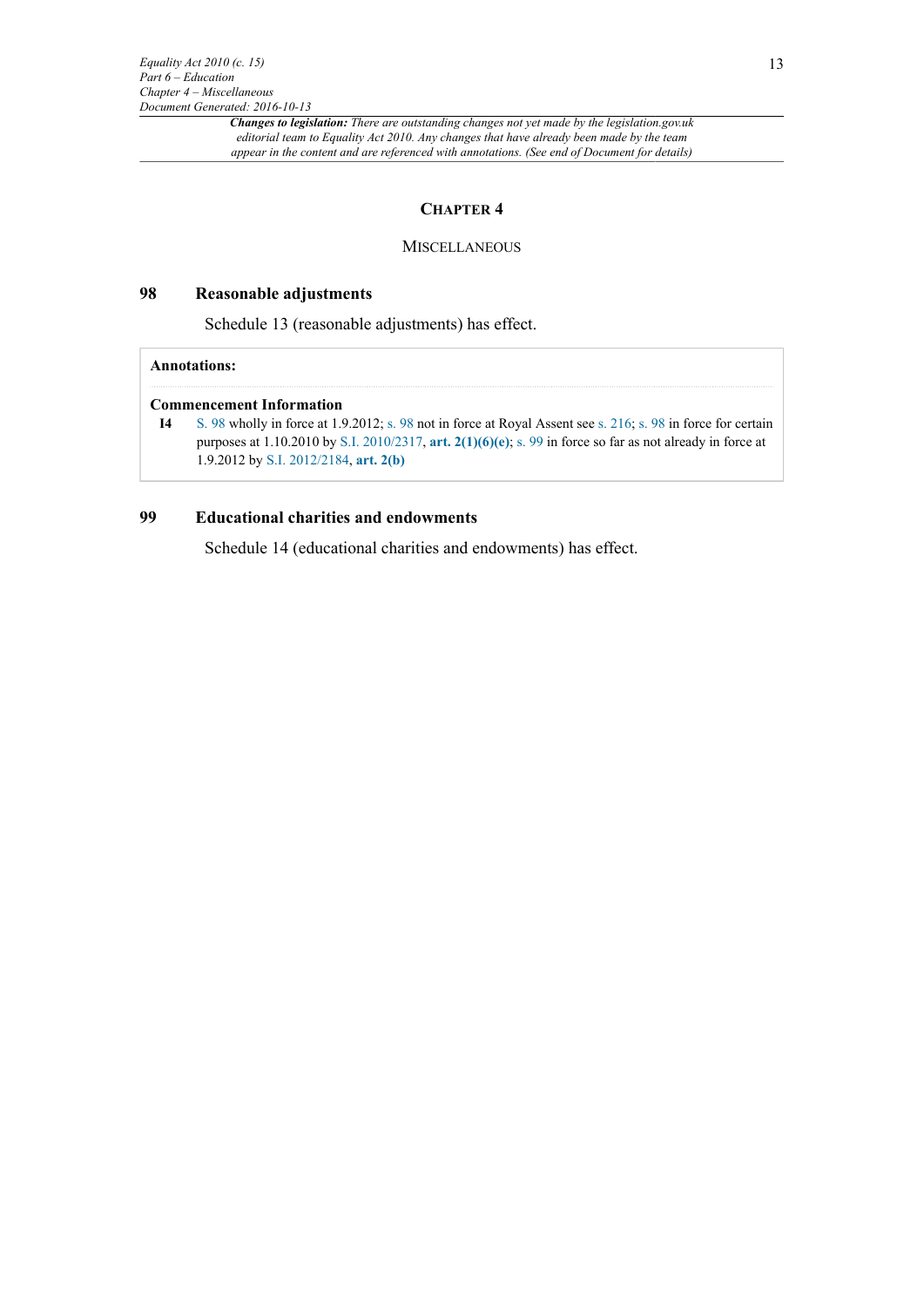# CHAPTER 4

## MISCELLANEOUS

### 98 Reasonable adjustments

Schedule 13 (reasonable adjustments) has effect.

**Annotations:**

**Commencement Information**

**I4** S. 98 wholly in force at 1.9.2012; s. 98 not in force at Royal Assent see s. 216; s. 98 in force for certain purposes at 1.10.2010 by S.I. 2010/2317, **art. 2(1)(6)(e)**; s. 99 in force so far as not already in force at 1.9.2012 by S.I. 2012/2184, **art. 2(b)**

### 99 Educational charities and endowments

Schedule 14 (educational charities and endowments) has effect.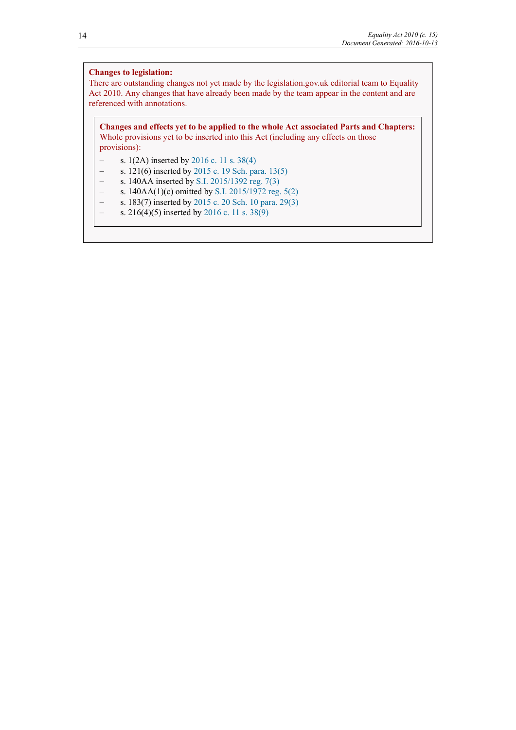**Changes to legislation:**
There are outstanding changes not yet made by the legislation.gov.uk editorial team to Equality Act 2010. Any changes that have already been made by the team appear in the content and are referenced with annotations.

**Changes and effects yet to be applied to the whole Act associated Parts and Chapters:**
Whole provisions yet to be inserted into this Act (including any effects on those provisions):

- s. 1(2A) inserted by 2016 c. 11 s. 38(4)
- s. 121(6) inserted by 2015 c. 19 Sch. para. 13(5)
- s. 140AA inserted by S.I. 2015/1392 reg. 7(3)
- s. 140AA(1)(c) omitted by S.I. 2015/1972 reg. 5(2)
- s. 183(7) inserted by 2015 c. 20 Sch. 10 para. 29(3)
- s. 216(4)(5) inserted by 2016 c. 11 s. 38(9)